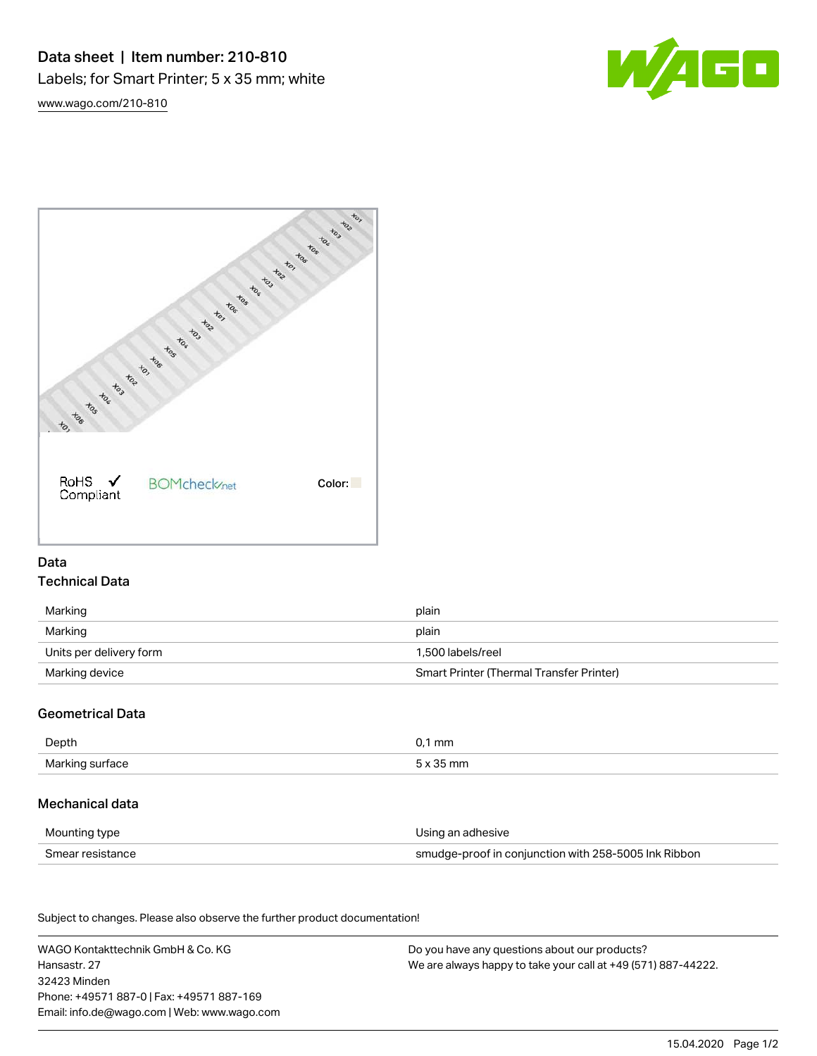# Data sheet | Item number: 210-810

Labels; for Smart Printer; 5 x 35 mm; white

www.wago.com/210-810

RoHS ✓ Compliant

BOMcheck.net

Color:

## Data

### Technical Data

| | |
|---|---|
| Marking | plain |
| Marking | plain |
| Units per delivery form | 1,500 labels/reel |
| Marking device | Smart Printer (Thermal Transfer Printer) |

### Geometrical Data

| | |
|---|---|
| Depth | 0,1 mm |
| Marking surface | 5 x 35 mm |

### Mechanical data

| | |
|---|---|
| Mounting type | Using an adhesive |
| Smear resistance | smudge-proof in conjunction with 258-5005 Ink Ribbon |

Subject to changes. Please also observe the further product documentation!

WAGO Kontakttechnik GmbH & Co. KG
Hansastr. 27
32423 Minden
Phone: +49571 887-0 | Fax: +49571 887-169
Email: info.de@wago.com | Web: www.wago.com

Do you have any questions about our products?
We are always happy to take your call at +49 (571) 887-44222.

15.04.2020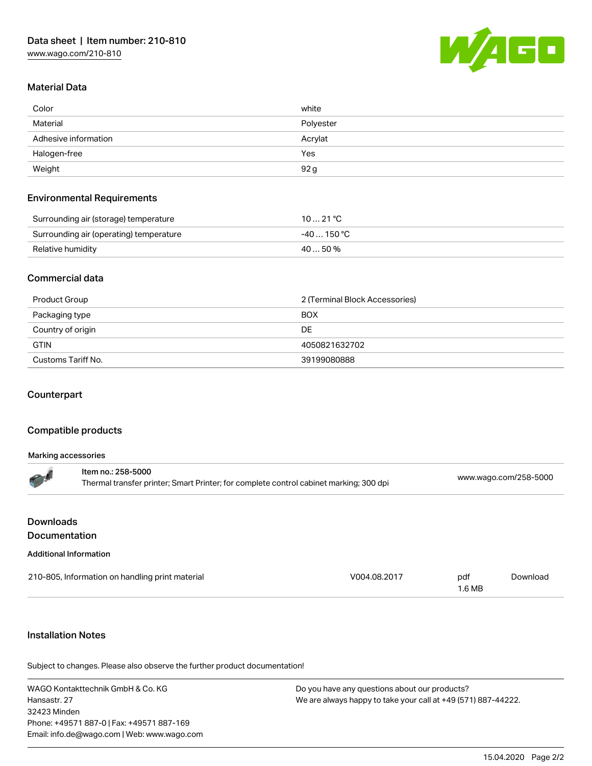Data sheet | Item number: 210-810
www.wago.com/210-810

## Material Data

| | |
|---|---|
| Color | white |
| Material | Polyester |
| Adhesive information | Acrylat |
| Halogen-free | Yes |
| Weight | 92 g |

## Environmental Requirements

| | |
|---|---|
| Surrounding air (storage) temperature | 10 … 21 °C |
| Surrounding air (operating) temperature | -40 … 150 °C |
| Relative humidity | 40 … 50 % |

## Commercial data

| | |
|---|---|
| Product Group | 2 (Terminal Block Accessories) |
| Packaging type | BOX |
| Country of origin | DE |
| GTIN | 4050821632702 |
| Customs Tariff No. | 39199080888 |

## Counterpart

## Compatible products

### Marking accessories

| | |
|---|---|
| **Item no.: 258-5000**<br>Thermal transfer printer; Smart Printer; for complete control cabinet marking; 300 dpi | www.wago.com/258-5000 |

## Downloads

## Documentation

### Additional Information

| | | | |
|---|---|---|---|
| 210-805, Information on handling print material | V004.08.2017 | pdf<br>1.6 MB | Download |

## Installation Notes

Subject to changes. Please also observe the further product documentation!

WAGO Kontakttechnik GmbH & Co. KG
Hansastr. 27
32423 Minden
Phone: +49571 887-0 | Fax: +49571 887-169
Email: info.de@wago.com | Web: www.wago.com

Do you have any questions about our products?
We are always happy to take your call at +49 (571) 887-44222.

15.04.2020